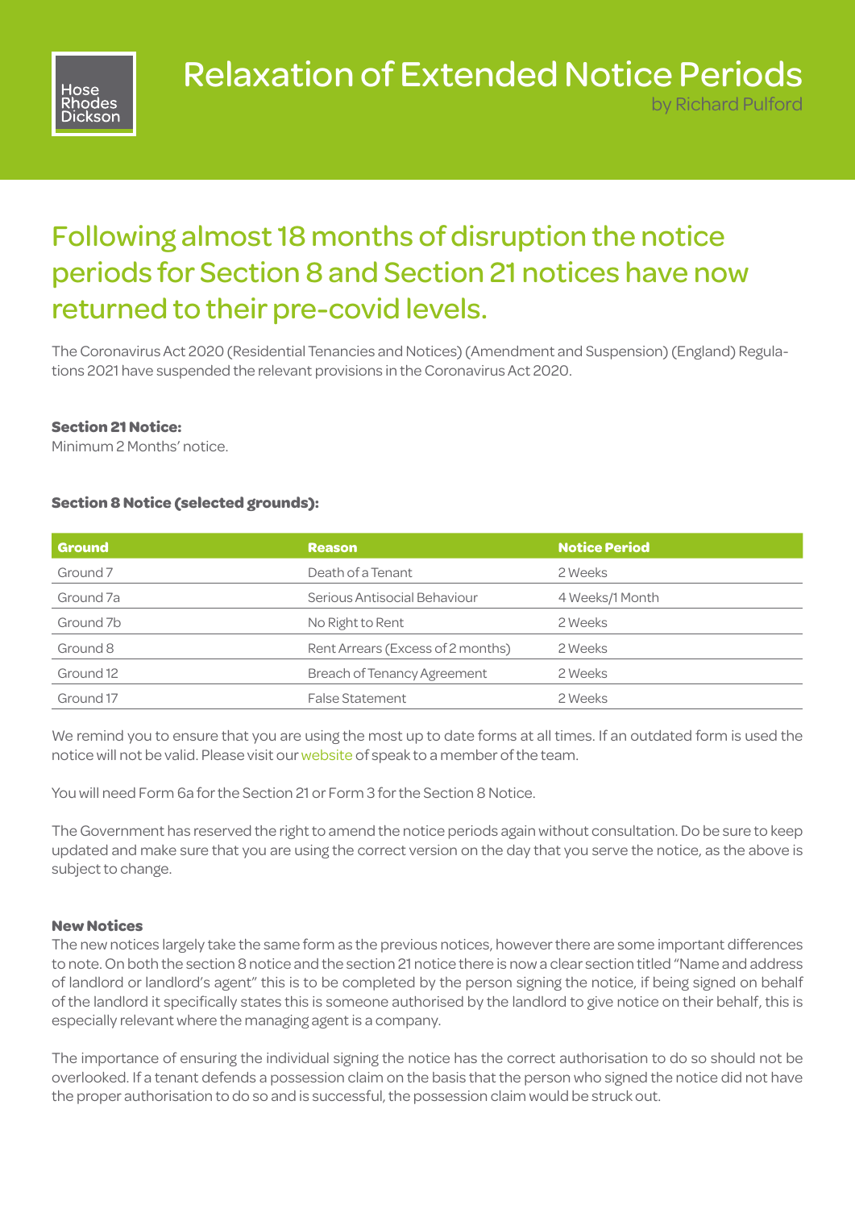Hose Rhodes Dickson

# Relaxation of Extended Notice Periods

by Richard Pulford

## Following almost 18 months of disruption the notice periods for Section 8 and Section 21 notices have now returned to their pre-covid levels.

The Coronavirus Act 2020 (Residential Tenancies and Notices) (Amendment and Suspension) (England) Regulations 2021 have suspended the relevant provisions in the Coronavirus Act 2020.

**Section 21 Notice:**
Minimum 2 Months' notice.

**Section 8 Notice (selected grounds):**

| Ground | Reason | Notice Period |
|---|---|---|
| Ground 7 | Death of a Tenant | 2 Weeks |
| Ground 7a | Serious Antisocial Behaviour | 4 Weeks/1 Month |
| Ground 7b | No Right to Rent | 2 Weeks |
| Ground 8 | Rent Arrears (Excess of 2 months) | 2 Weeks |
| Ground 12 | Breach of Tenancy Agreement | 2 Weeks |
| Ground 17 | False Statement | 2 Weeks |

We remind you to ensure that you are using the most up to date forms at all times. If an outdated form is used the notice will not be valid. Please visit our website of speak to a member of the team.

You will need Form 6a for the Section 21 or Form 3 for the Section 8 Notice.

The Government has reserved the right to amend the notice periods again without consultation. Do be sure to keep updated and make sure that you are using the correct version on the day that you serve the notice, as the above is subject to change.

**New Notices**
The new notices largely take the same form as the previous notices, however there are some important differences to note. On both the section 8 notice and the section 21 notice there is now a clear section titled "Name and address of landlord or landlord's agent" this is to be completed by the person signing the notice, if being signed on behalf of the landlord it specifically states this is someone authorised by the landlord to give notice on their behalf, this is especially relevant where the managing agent is a company.

The importance of ensuring the individual signing the notice has the correct authorisation to do so should not be overlooked. If a tenant defends a possession claim on the basis that the person who signed the notice did not have the proper authorisation to do so and is successful, the possession claim would be struck out.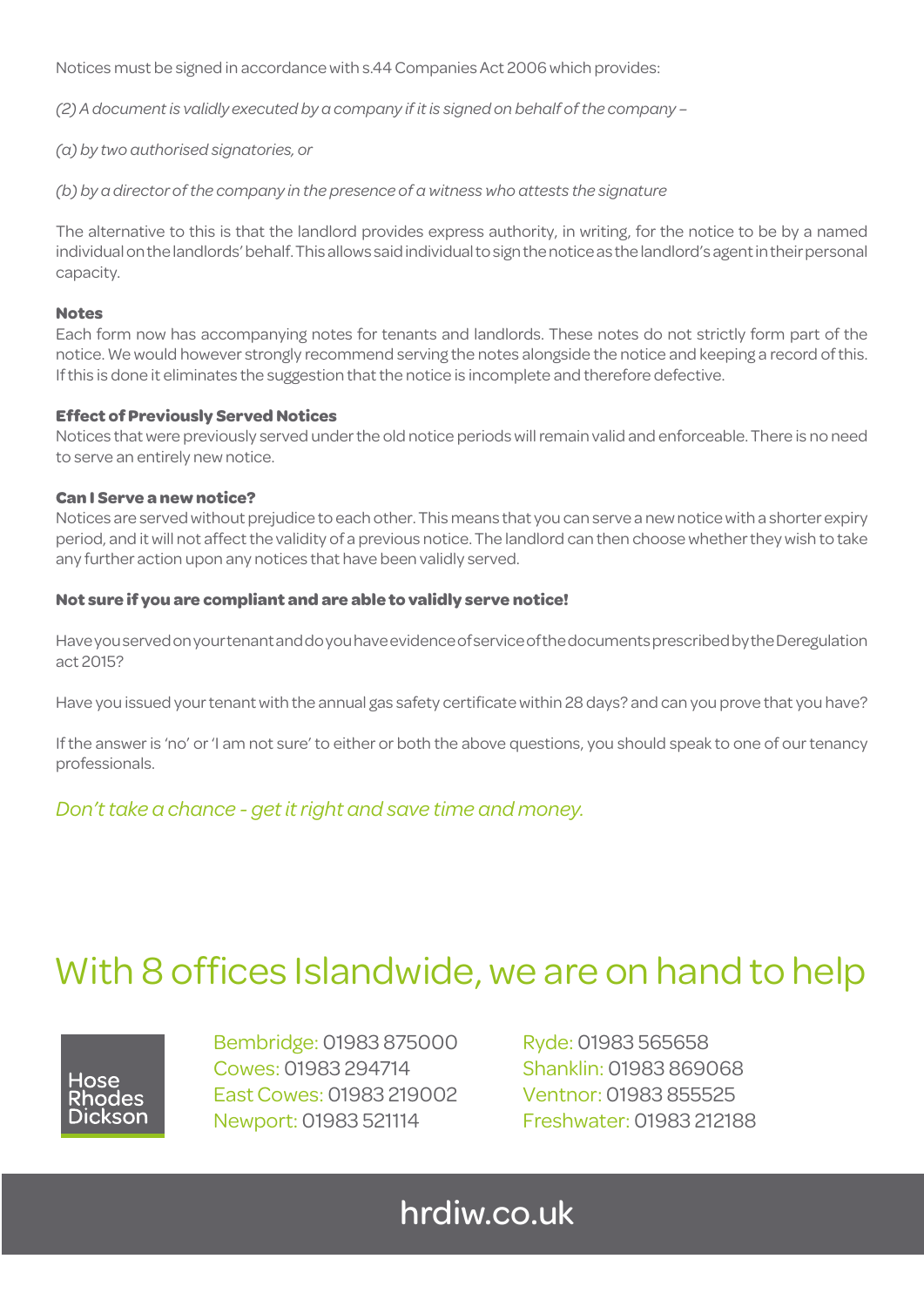Notices must be signed in accordance with s.44 Companies Act 2006 which provides:

*(2) A document is validly executed by a company if it is signed on behalf of the company –*

*(a) by two authorised signatories, or*

*(b) by a director of the company in the presence of a witness who attests the signature*

The alternative to this is that the landlord provides express authority, in writing, for the notice to be by a named individual on the landlords' behalf. This allows said individual to sign the notice as the landlord's agent in their personal capacity.

**Notes**

Each form now has accompanying notes for tenants and landlords. These notes do not strictly form part of the notice. We would however strongly recommend serving the notes alongside the notice and keeping a record of this. If this is done it eliminates the suggestion that the notice is incomplete and therefore defective.

**Effect of Previously Served Notices**

Notices that were previously served under the old notice periods will remain valid and enforceable. There is no need to serve an entirely new notice.

**Can I Serve a new notice?**

Notices are served without prejudice to each other. This means that you can serve a new notice with a shorter expiry period, and it will not affect the validity of a previous notice. The landlord can then choose whether they wish to take any further action upon any notices that have been validly served.

**Not sure if you are compliant and are able to validly serve notice!**

Have you served on your tenant and do you have evidence of service of the documents prescribed by the Deregulation act 2015?

Have you issued your tenant with the annual gas safety certificate within 28 days? and can you prove that you have?

If the answer is 'no' or 'I am not sure' to either or both the above questions, you should speak to one of our tenancy professionals.

*Don't take a chance - get it right and save time and money.*

## With 8 offices Islandwide, we are on hand to help

Hose Rhodes Dickson

Bembridge: 01983 875000
Cowes: 01983 294714
East Cowes: 01983 219002
Newport: 01983 521114

Ryde: 01983 565658
Shanklin: 01983 869068
Ventnor: 01983 855525
Freshwater: 01983 212188

hrdiw.co.uk